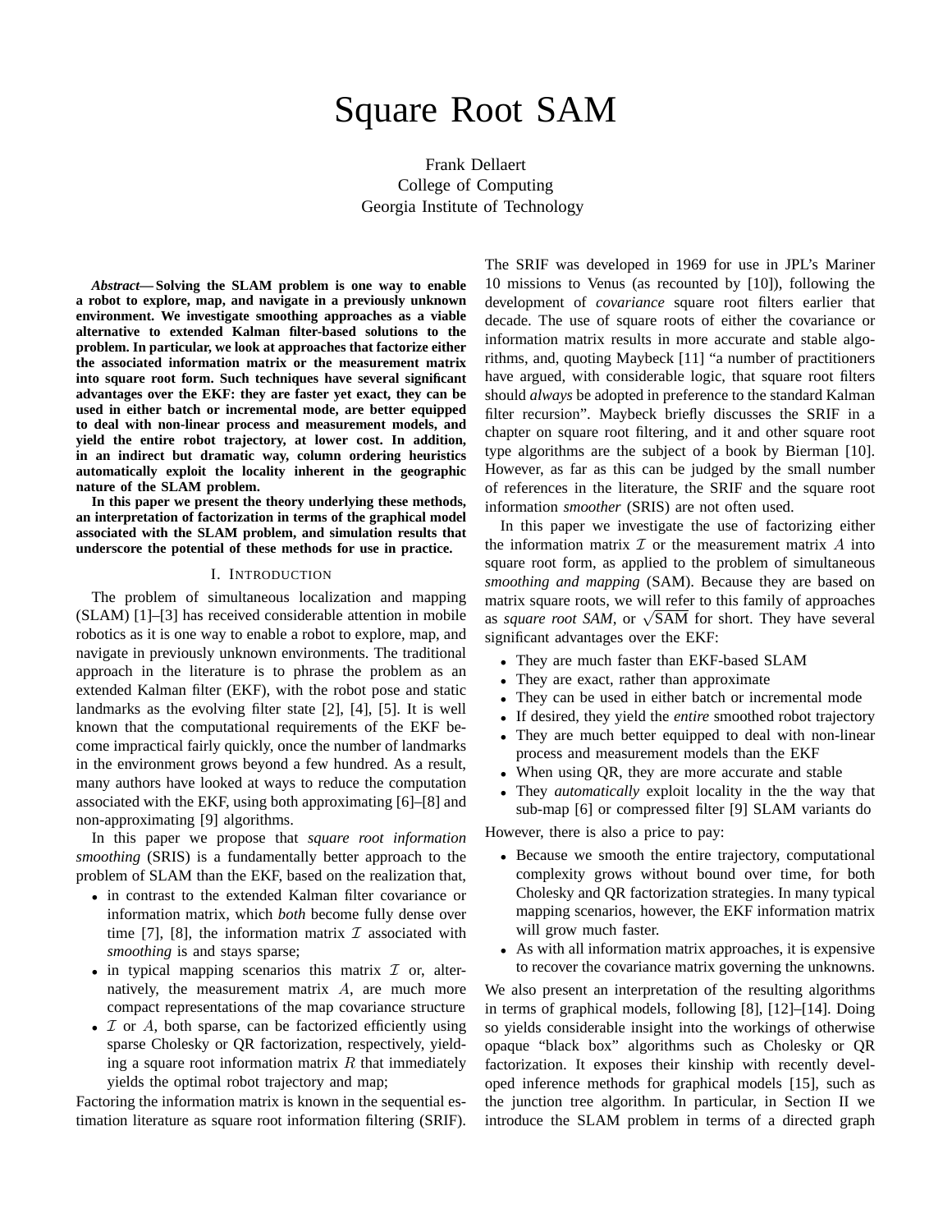# Square Root SAM

Frank Dellaert
College of Computing
Georgia Institute of Technology

***Abstract*— Solving the SLAM problem is one way to enable a robot to explore, map, and navigate in a previously unknown environment. We investigate smoothing approaches as a viable alternative to extended Kalman filter-based solutions to the problem. In particular, we look at approaches that factorize either the associated information matrix or the measurement matrix into square root form. Such techniques have several significant advantages over the EKF: they are faster yet exact, they can be used in either batch or incremental mode, are better equipped to deal with non-linear process and measurement models, and yield the entire robot trajectory, at lower cost. In addition, in an indirect but dramatic way, column ordering heuristics automatically exploit the locality inherent in the geographic nature of the SLAM problem.**

**In this paper we present the theory underlying these methods, an interpretation of factorization in terms of the graphical model associated with the SLAM problem, and simulation results that underscore the potential of these methods for use in practice.**

## I. Introduction

The problem of simultaneous localization and mapping (SLAM) [1]–[3] has received considerable attention in mobile robotics as it is one way to enable a robot to explore, map, and navigate in previously unknown environments. The traditional approach in the literature is to phrase the problem as an extended Kalman filter (EKF), with the robot pose and static landmarks as the evolving filter state [2], [4], [5]. It is well known that the computational requirements of the EKF become impractical fairly quickly, once the number of landmarks in the environment grows beyond a few hundred. As a result, many authors have looked at ways to reduce the computation associated with the EKF, using both approximating [6]–[8] and non-approximating [9] algorithms.

In this paper we propose that *square root information smoothing* (SRIS) is a fundamentally better approach to the problem of SLAM than the EKF, based on the realization that,

- in contrast to the extended Kalman filter covariance or information matrix, which *both* become fully dense over time [7], [8], the information matrix $\mathcal{I}$ associated with *smoothing* is and stays sparse;
- in typical mapping scenarios this matrix $\mathcal{I}$ or, alternatively, the measurement matrix $A$, are much more compact representations of the map covariance structure
- $\mathcal{I}$ or $A$, both sparse, can be factorized efficiently using sparse Cholesky or QR factorization, respectively, yielding a square root information matrix $R$ that immediately yields the optimal robot trajectory and map;

Factoring the information matrix is known in the sequential estimation literature as square root information filtering (SRIF). The SRIF was developed in 1969 for use in JPL's Mariner 10 missions to Venus (as recounted by [10]), following the development of *covariance* square root filters earlier that decade. The use of square roots of either the covariance or information matrix results in more accurate and stable algorithms, and, quoting Maybeck [11] "a number of practitioners have argued, with considerable logic, that square root filters should *always* be adopted in preference to the standard Kalman filter recursion". Maybeck briefly discusses the SRIF in a chapter on square root filtering, and it and other square root type algorithms are the subject of a book by Bierman [10]. However, as far as this can be judged by the small number of references in the literature, the SRIF and the square root information *smoother* (SRIS) are not often used.

In this paper we investigate the use of factorizing either the information matrix $\mathcal{I}$ or the measurement matrix $A$ into square root form, as applied to the problem of simultaneous *smoothing and mapping* (SAM). Because they are based on matrix square roots, we will refer to this family of approaches as *square root SAM*, or $\sqrt{\text{SAM}}$ for short. They have several significant advantages over the EKF:

- They are much faster than EKF-based SLAM
- They are exact, rather than approximate
- They can be used in either batch or incremental mode
- If desired, they yield the *entire* smoothed robot trajectory
- They are much better equipped to deal with non-linear process and measurement models than the EKF
- When using QR, they are more accurate and stable
- They *automatically* exploit locality in the the way that sub-map [6] or compressed filter [9] SLAM variants do

However, there is also a price to pay:

- Because we smooth the entire trajectory, computational complexity grows without bound over time, for both Cholesky and QR factorization strategies. In many typical mapping scenarios, however, the EKF information matrix will grow much faster.
- As with all information matrix approaches, it is expensive to recover the covariance matrix governing the unknowns.

We also present an interpretation of the resulting algorithms in terms of graphical models, following [8], [12]–[14]. Doing so yields considerable insight into the workings of otherwise opaque "black box" algorithms such as Cholesky or QR factorization. It exposes their kinship with recently developed inference methods for graphical models [15], such as the junction tree algorithm. In particular, in Section II we introduce the SLAM problem in terms of a directed graph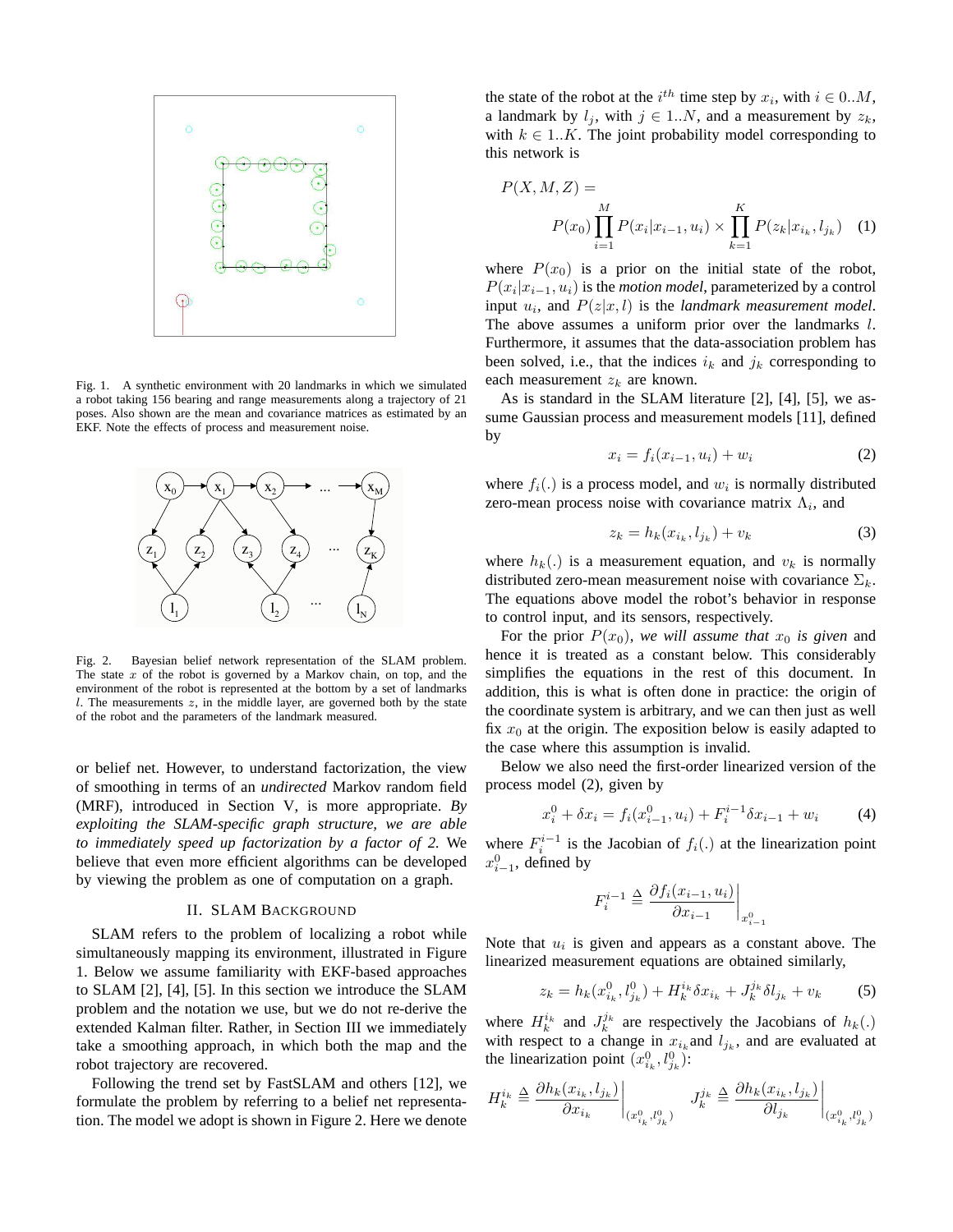Fig. 1. A synthetic environment with 20 landmarks in which we simulated a robot taking 156 bearing and range measurements along a trajectory of 21 poses. Also shown are the mean and covariance matrices as estimated by an EKF. Note the effects of process and measurement noise.

Fig. 2. Bayesian belief network representation of the SLAM problem. The state $x$ of the robot is governed by a Markov chain, on top, and the environment of the robot is represented at the bottom by a set of landmarks $l$. The measurements $z$, in the middle layer, are governed both by the state of the robot and the parameters of the landmark measured.

or belief net. However, to understand factorization, the view of smoothing in terms of an *undirected* Markov random field (MRF), introduced in Section V, is more appropriate. *By exploiting the SLAM-specific graph structure, we are able to immediately speed up factorization by a factor of 2.* We believe that even more efficient algorithms can be developed by viewing the problem as one of computation on a graph.

## II. SLAM Background

SLAM refers to the problem of localizing a robot while simultaneously mapping its environment, illustrated in Figure 1. Below we assume familiarity with EKF-based approaches to SLAM [2], [4], [5]. In this section we introduce the SLAM problem and the notation we use, but we do not re-derive the extended Kalman filter. Rather, in Section III we immediately take a smoothing approach, in which both the map and the robot trajectory are recovered.

Following the trend set by FastSLAM and others [12], we formulate the problem by referring to a belief net representation. The model we adopt is shown in Figure 2. Here we denote the state of the robot at the $i^{th}$ time step by $x_i$, with $i \in 0..M$, a landmark by $l_j$, with $j \in 1..N$, and a measurement by $z_k$, with $k \in 1..K$. The joint probability model corresponding to this network is

$$P(X, M, Z) = P(x_0) \prod_{i=1}^{M} P(x_i | x_{i-1}, u_i) \times \prod_{k=1}^{K} P(z_k | x_{i_k}, l_{j_k}) \quad (1)$$

where $P(x_0)$ is a prior on the initial state of the robot, $P(x_i | x_{i-1}, u_i)$ is the *motion model*, parameterized by a control input $u_i$, and $P(z|x, l)$ is the *landmark measurement model*. The above assumes a uniform prior over the landmarks $l$. Furthermore, it assumes that the data-association problem has been solved, i.e., that the indices $i_k$ and $j_k$ corresponding to each measurement $z_k$ are known.

As is standard in the SLAM literature [2], [4], [5], we assume Gaussian process and measurement models [11], defined by

$$x_i = f_i(x_{i-1}, u_i) + w_i \quad (2)$$

where $f_i(.)$ is a process model, and $w_i$ is normally distributed zero-mean process noise with covariance matrix $\Lambda_i$, and

$$z_k = h_k(x_{i_k}, l_{j_k}) + v_k \quad (3)$$

where $h_k(.)$ is a measurement equation, and $v_k$ is normally distributed zero-mean measurement noise with covariance $\Sigma_k$. The equations above model the robot's behavior in response to control input, and its sensors, respectively.

For the prior $P(x_0)$, *we will assume that $x_0$ is given* and hence it is treated as a constant below. This considerably simplifies the equations in the rest of this document. In addition, this is what is often done in practice: the origin of the coordinate system is arbitrary, and we can then just as well fix $x_0$ at the origin. The exposition below is easily adapted to the case where this assumption is invalid.

Below we also need the first-order linearized version of the process model (2), given by

$$x_i^0 + \delta x_i = f_i(x_{i-1}^0, u_i) + F_i^{i-1} \delta x_{i-1} + w_i \quad (4)$$

where $F_i^{i-1}$ is the Jacobian of $f_i(.)$ at the linearization point $x_{i-1}^0$, defined by

$$F_i^{i-1} \triangleq \left. \frac{\partial f_i(x_{i-1}, u_i)}{\partial x_{i-1}} \right|_{x_{i-1}^0}$$

Note that $u_i$ is given and appears as a constant above. The linearized measurement equations are obtained similarly,

$$z_k = h_k(x_{i_k}^0, l_{j_k}^0) + H_k^{i_k} \delta x_{i_k} + J_k^{j_k} \delta l_{j_k} + v_k \quad (5)$$

where $H_k^{i_k}$ and $J_k^{j_k}$ are respectively the Jacobians of $h_k(.)$ with respect to a change in $x_{i_k}$and $l_{j_k}$, and are evaluated at the linearization point $(x_{i_k}^0, l_{j_k}^0)$:

$$H_k^{i_k} \triangleq \left. \frac{\partial h_k(x_{i_k}, l_{j_k})}{\partial x_{i_k}} \right|_{(x_{i_k}^0, l_{j_k}^0)} \quad J_k^{j_k} \triangleq \left. \frac{\partial h_k(x_{i_k}, l_{j_k})}{\partial l_{j_k}} \right|_{(x_{i_k}^0, l_{j_k}^0)}$$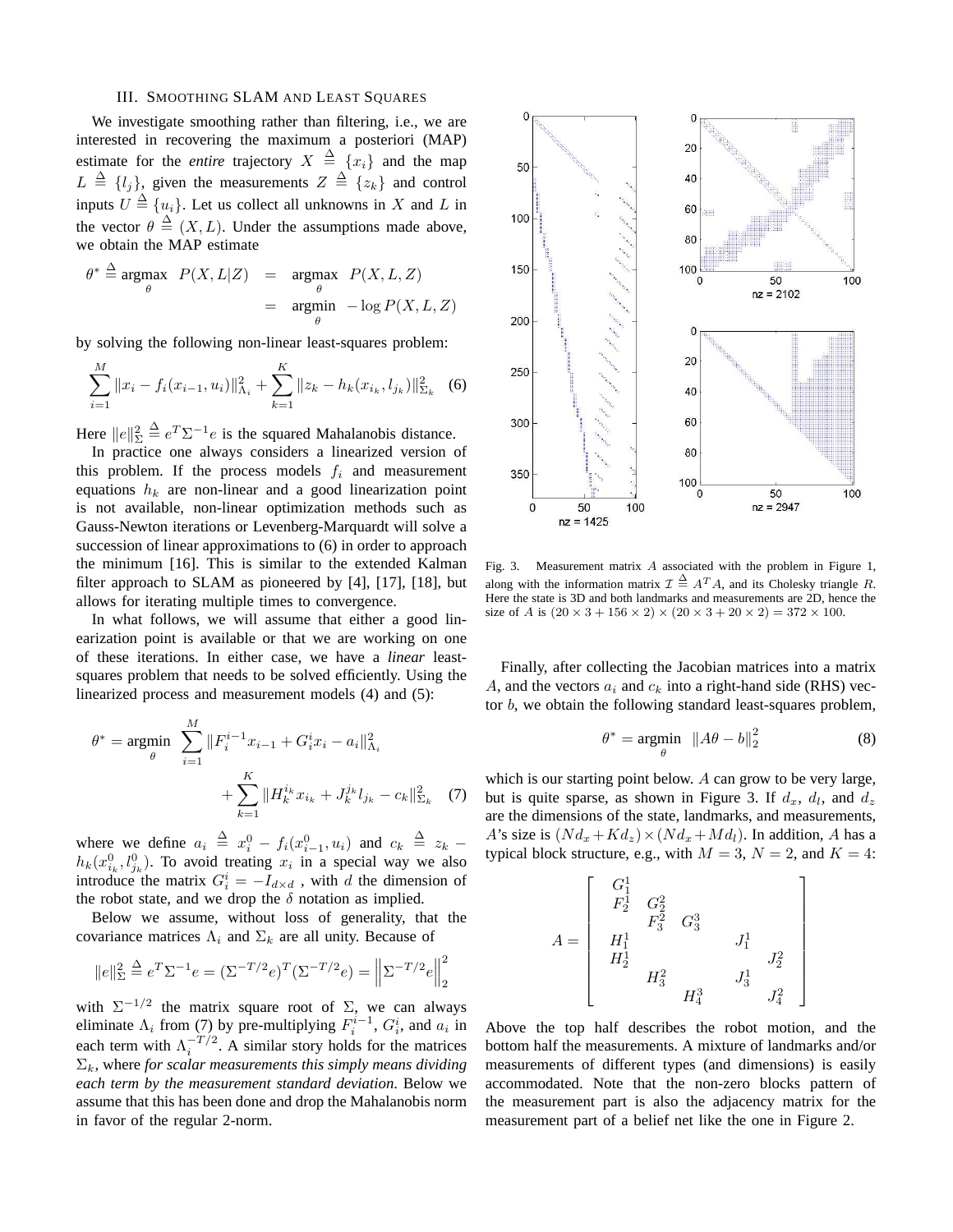## III. Smoothing SLAM and Least Squares

We investigate smoothing rather than filtering, i.e., we are interested in recovering the maximum a posteriori (MAP) estimate for the *entire* trajectory $X \triangleq \{x_i\}$ and the map $L \triangleq \{l_j\}$, given the measurements $Z \triangleq \{z_k\}$ and control inputs $U \triangleq \{u_i\}$. Let us collect all unknowns in $X$ and $L$ in the vector $\theta \triangleq (X, L)$. Under the assumptions made above, we obtain the MAP estimate

$$
\begin{aligned}
\theta^* \triangleq \underset{\theta}{\operatorname{argmax}} \;\; P(X, L|Z) &= \underset{\theta}{\operatorname{argmax}} \;\; P(X, L, Z) \\
&= \underset{\theta}{\operatorname{argmin}} \;\; -\log P(X, L, Z)
\end{aligned}
$$

by solving the following non-linear least-squares problem:

$$
\sum_{i=1}^{M} \|x_i - f_i(x_{i-1}, u_i)\|^2_{\Lambda_i} + \sum_{k=1}^{K} \|z_k - h_k(x_{i_k}, l_{j_k})\|^2_{\Sigma_k} \quad (6)
$$

Here $\|e\|^2_\Sigma \triangleq e^T \Sigma^{-1} e$ is the squared Mahalanobis distance.

In practice one always considers a linearized version of this problem. If the process models $f_i$ and measurement equations $h_k$ are non-linear and a good linearization point is not available, non-linear optimization methods such as Gauss-Newton iterations or Levenberg-Marquardt will solve a succession of linear approximations to (6) in order to approach the minimum [16]. This is similar to the extended Kalman filter approach to SLAM as pioneered by [4], [17], [18], but allows for iterating multiple times to convergence.

In what follows, we will assume that either a good linearization point is available or that we are working on one of these iterations. In either case, we have a *linear* least-squares problem that needs to be solved efficiently. Using the linearized process and measurement models (4) and (5):

$$
\begin{aligned}
\theta^* = \underset{\theta}{\operatorname{argmin}} \;\; &\sum_{i=1}^{M} \|F_i^{i-1} x_{i-1} + G_i^i x_i - a_i\|^2_{\Lambda_i} \\
&+ \sum_{k=1}^{K} \|H_k^{i_k} x_{i_k} + J_k^{j_k} l_{j_k} - c_k\|^2_{\Sigma_k} \quad (7)
\end{aligned}
$$

where we define $a_i \triangleq x_i^0 - f_i(x_{i-1}^0, u_i)$ and $c_k \triangleq z_k - h_k(x_{i_k}^0, l_{j_k}^0)$. To avoid treating $x_i$ in a special way we also introduce the matrix $G_i^i = -I_{d \times d}$ , with $d$ the dimension of the robot state, and we drop the $\delta$ notation as implied.

Below we assume, without loss of generality, that the covariance matrices $\Lambda_i$ and $\Sigma_k$ are all unity. Because of

$$
\|e\|^2_\Sigma \triangleq e^T \Sigma^{-1} e = (\Sigma^{-T/2} e)^T (\Sigma^{-T/2} e) = \left\| \Sigma^{-T/2} e \right\|_2^2
$$

with $\Sigma^{-1/2}$ the matrix square root of $\Sigma$, we can always eliminate $\Lambda_i$ from (7) by pre-multiplying $F_i^{i-1}$, $G_i^i$, and $a_i$ in each term with $\Lambda_i^{-T/2}$. A similar story holds for the matrices $\Sigma_k$, where *for scalar measurements this simply means dividing each term by the measurement standard deviation.* Below we assume that this has been done and drop the Mahalanobis norm in favor of the regular 2-norm.

Fig. 3. Measurement matrix $A$ associated with the problem in Figure 1, along with the information matrix $\mathcal{I} \triangleq A^T A$, and its Cholesky triangle $R$. Here the state is 3D and both landmarks and measurements are 2D, hence the size of $A$ is $(20 \times 3 + 156 \times 2) \times (20 \times 3 + 20 \times 2) = 372 \times 100$.

Finally, after collecting the Jacobian matrices into a matrix $A$, and the vectors $a_i$ and $c_k$ into a right-hand side (RHS) vector $b$, we obtain the following standard least-squares problem,

$$
\theta^* = \underset{\theta}{\operatorname{argmin}} \;\; \|A\theta - b\|_2^2 \quad (8)
$$

which is our starting point below. $A$ can grow to be very large, but is quite sparse, as shown in Figure 3. If $d_x$, $d_l$, and $d_z$ are the dimensions of the state, landmarks, and measurements, $A$'s size is $(Nd_x + Kd_z) \times (Nd_x + Md_l)$. In addition, $A$ has a typical block structure, e.g., with $M = 3$, $N = 2$, and $K = 4$:

$$
A = \begin{bmatrix}
G_1^1 & & & & \\
F_2^1 & G_2^2 & & & \\
 & F_3^2 & G_3^3 & & \\
H_1^1 & & & J_1^1 & \\
H_2^1 & & & & J_2^2 \\
 & H_3^2 & & J_3^1 & \\
 & & H_4^3 & & J_4^2
\end{bmatrix}
$$

Above the top half describes the robot motion, and the bottom half the measurements. A mixture of landmarks and/or measurements of different types (and dimensions) is easily accommodated. Note that the non-zero blocks pattern of the measurement part is also the adjacency matrix for the measurement part of a belief net like the one in Figure 2.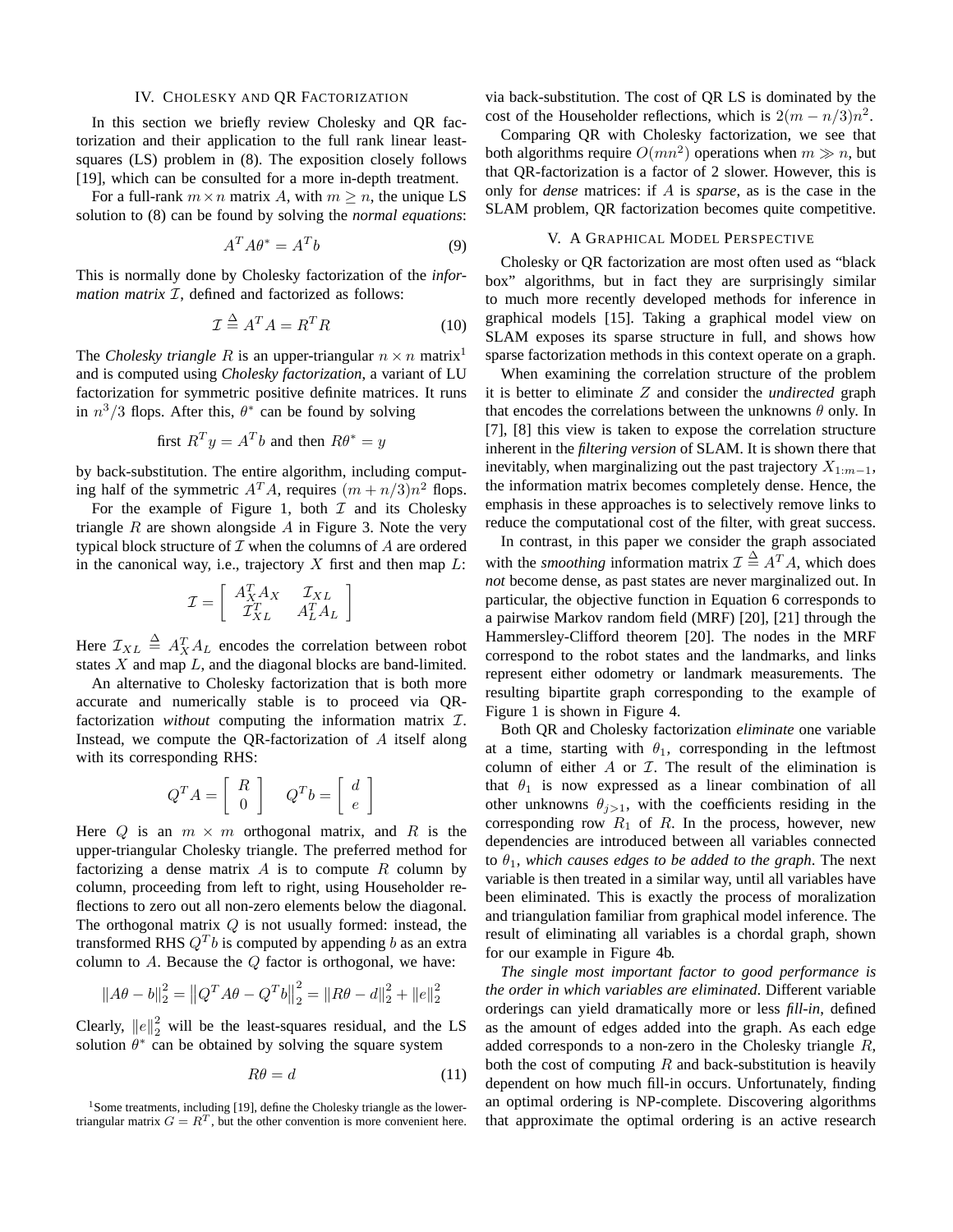## IV. Cholesky and QR Factorization

In this section we briefly review Cholesky and QR factorization and their application to the full rank linear least-squares (LS) problem in (8). The exposition closely follows [19], which can be consulted for a more in-depth treatment.

For a full-rank $m \times n$ matrix $A$, with $m \geq n$, the unique LS solution to (8) can be found by solving the *normal equations*:

$$A^T A \theta^* = A^T b \tag{9}$$

This is normally done by Cholesky factorization of the *information matrix* $\mathcal{I}$, defined and factorized as follows:

$$\mathcal{I} \triangleq A^T A = R^T R \tag{10}$$

The *Cholesky triangle* $R$ is an upper-triangular $n \times n$ matrix[1] and is computed using *Cholesky factorization*, a variant of LU factorization for symmetric positive definite matrices. It runs in $n^3/3$ flops. After this, $\theta^*$ can be found by solving

$$\text{first } R^T y = A^T b \text{ and then } R\theta^* = y$$

by back-substitution. The entire algorithm, including computing half of the symmetric $A^T A$, requires $(m + n/3)n^2$ flops.

For the example of Figure 1, both $\mathcal{I}$ and its Cholesky triangle $R$ are shown alongside $A$ in Figure 3. Note the very typical block structure of $\mathcal{I}$ when the columns of $A$ are ordered in the canonical way, i.e., trajectory $X$ first and then map $L$:

$$\mathcal{I} = \begin{bmatrix} A_X^T A_X & \mathcal{I}_{XL} \\ \mathcal{I}_{XL}^T & A_L^T A_L \end{bmatrix}$$

Here $\mathcal{I}_{XL} \triangleq A_X^T A_L$ encodes the correlation between robot states $X$ and map $L$, and the diagonal blocks are band-limited.

An alternative to Cholesky factorization that is both more accurate and numerically stable is to proceed via QR-factorization *without* computing the information matrix $\mathcal{I}$. Instead, we compute the QR-factorization of $A$ itself along with its corresponding RHS:

$$Q^T A = \begin{bmatrix} R \\ 0 \end{bmatrix} \qquad Q^T b = \begin{bmatrix} d \\ e \end{bmatrix}$$

Here $Q$ is an $m \times m$ orthogonal matrix, and $R$ is the upper-triangular Cholesky triangle. The preferred method for factorizing a dense matrix $A$ is to compute $R$ column by column, proceeding from left to right, using Householder reflections to zero out all non-zero elements below the diagonal. The orthogonal matrix $Q$ is not usually formed: instead, the transformed RHS $Q^T b$ is computed by appending $b$ as an extra column to $A$. Because the $Q$ factor is orthogonal, we have:

$$\|A\theta - b\|_2^2 = \left\|Q^T A\theta - Q^T b\right\|_2^2 = \|R\theta - d\|_2^2 + \|e\|_2^2$$

Clearly, $\|e\|_2^2$ will be the least-squares residual, and the LS solution $\theta^*$ can be obtained by solving the square system

$$R\theta = d \tag{11}$$

via back-substitution. The cost of QR LS is dominated by the cost of the Householder reflections, which is $2(m - n/3)n^2$.

Comparing QR with Cholesky factorization, we see that both algorithms require $O(mn^2)$ operations when $m \gg n$, but that QR-factorization is a factor of 2 slower. However, this is only for *dense* matrices: if $A$ is *sparse*, as is the case in the SLAM problem, QR factorization becomes quite competitive.

[1] Some treatments, including [19], define the Cholesky triangle as the lower-triangular matrix $G = R^T$, but the other convention is more convenient here.

## V. A Graphical Model Perspective

Cholesky or QR factorization are most often used as "black box" algorithms, but in fact they are surprisingly similar to much more recently developed methods for inference in graphical models [15]. Taking a graphical model view on SLAM exposes its sparse structure in full, and shows how sparse factorization methods in this context operate on a graph.

When examining the correlation structure of the problem it is better to eliminate $Z$ and consider the *undirected* graph that encodes the correlations between the unknowns $\theta$ only. In [7], [8] this view is taken to expose the correlation structure inherent in the *filtering version* of SLAM. It is shown there that inevitably, when marginalizing out the past trajectory $X_{1:m-1}$, the information matrix becomes completely dense. Hence, the emphasis in these approaches is to selectively remove links to reduce the computational cost of the filter, with great success.

In contrast, in this paper we consider the graph associated with the *smoothing* information matrix $\mathcal{I} \triangleq A^T A$, which does *not* become dense, as past states are never marginalized out. In particular, the objective function in Equation 6 corresponds to a pairwise Markov random field (MRF) [20], [21] through the Hammersley-Clifford theorem [20]. The nodes in the MRF correspond to the robot states and the landmarks, and links represent either odometry or landmark measurements. The resulting bipartite graph corresponding to the example of Figure 1 is shown in Figure 4.

Both QR and Cholesky factorization *eliminate* one variable at a time, starting with $\theta_1$, corresponding in the leftmost column of either $A$ or $\mathcal{I}$. The result of the elimination is that $\theta_1$ is now expressed as a linear combination of all other unknowns $\theta_{j>1}$, with the coefficients residing in the corresponding row $R_1$ of $R$. In the process, however, new dependencies are introduced between all variables connected to $\theta_1$, *which causes edges to be added to the graph*. The next variable is then treated in a similar way, until all variables have been eliminated. This is exactly the process of moralization and triangulation familiar from graphical model inference. The result of eliminating all variables is a chordal graph, shown for our example in Figure 4b.

*The single most important factor to good performance is the order in which variables are eliminated.* Different variable orderings can yield dramatically more or less *fill-in*, defined as the amount of edges added into the graph. As each edge added corresponds to a non-zero in the Cholesky triangle $R$, both the cost of computing $R$ and back-substitution is heavily dependent on how much fill-in occurs. Unfortunately, finding an optimal ordering is NP-complete. Discovering algorithms that approximate the optimal ordering is an active research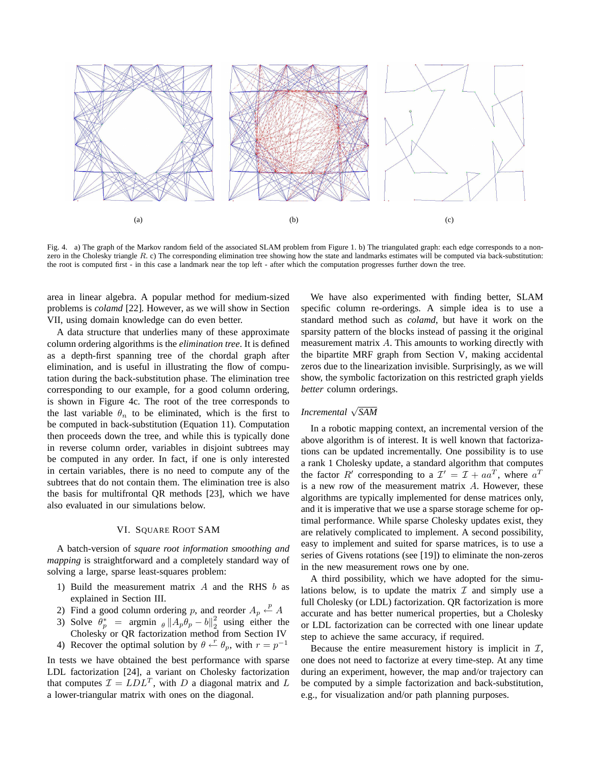(a) (b) (c)

Fig. 4. a) The graph of the Markov random field of the associated SLAM problem from Figure 1. b) The triangulated graph: each edge corresponds to a non-zero in the Cholesky triangle $R$. c) The corresponding elimination tree showing how the state and landmarks estimates will be computed via back-substitution: the root is computed first - in this case a landmark near the top left - after which the computation progresses further down the tree.

area in linear algebra. A popular method for medium-sized problems is *colamd* [22]. However, as we will show in Section VII, using domain knowledge can do even better.

A data structure that underlies many of these approximate column ordering algorithms is the *elimination tree*. It is defined as a depth-first spanning tree of the chordal graph after elimination, and is useful in illustrating the flow of computation during the back-substitution phase. The elimination tree corresponding to our example, for a good column ordering, is shown in Figure 4c. The root of the tree corresponds to the last variable $\theta_n$ to be eliminated, which is the first to be computed in back-substitution (Equation 11). Computation then proceeds down the tree, and while this is typically done in reverse column order, variables in disjoint subtrees may be computed in any order. In fact, if one is only interested in certain variables, there is no need to compute any of the subtrees that do not contain them. The elimination tree is also the basis for multifrontal QR methods [23], which we have also evaluated in our simulations below.

## VI. Square Root SAM

A batch-version of *square root information smoothing and mapping* is straightforward and a completely standard way of solving a large, sparse least-squares problem:

1) Build the measurement matrix $A$ and the RHS $b$ as explained in Section III.
2) Find a good column ordering $p$, and reorder $A_p \overset{p}{\leftarrow} A$
3) Solve $\theta_p^* = \operatorname{argmin}_\theta \|A_p\theta_p - b\|_2^2$ using either the Cholesky or QR factorization method from Section IV
4) Recover the optimal solution by $\theta \overset{r}{\leftarrow} \theta_p$, with $r = p^{-1}$

In tests we have obtained the best performance with sparse LDL factorization [24], a variant on Cholesky factorization that computes $\mathcal{I} = LDL^T$, with $D$ a diagonal matrix and $L$ a lower-triangular matrix with ones on the diagonal.

We have also experimented with finding better, SLAM specific column re-orderings. A simple idea is to use a standard method such as *colamd*, but have it work on the sparsity pattern of the blocks instead of passing it the original measurement matrix $A$. This amounts to working directly with the bipartite MRF graph from Section V, making accidental zeros due to the linearization invisible. Surprisingly, as we will show, the symbolic factorization on this restricted graph yields *better* column orderings.

### *Incremental $\sqrt{SAM}$*

In a robotic mapping context, an incremental version of the above algorithm is of interest. It is well known that factorizations can be updated incrementally. One possibility is to use a rank 1 Cholesky update, a standard algorithm that computes the factor $R'$ corresponding to a $\mathcal{I}' = \mathcal{I} + aa^T$, where $a^T$ is a new row of the measurement matrix $A$. However, these algorithms are typically implemented for dense matrices only, and it is imperative that we use a sparse storage scheme for optimal performance. While sparse Cholesky updates exist, they are relatively complicated to implement. A second possibility, easy to implement and suited for sparse matrices, is to use a series of Givens rotations (see [19]) to eliminate the non-zeros in the new measurement rows one by one.

A third possibility, which we have adopted for the simulations below, is to update the matrix $\mathcal{I}$ and simply use a full Cholesky (or LDL) factorization. QR factorization is more accurate and has better numerical properties, but a Cholesky or LDL factorization can be corrected with one linear update step to achieve the same accuracy, if required.

Because the entire measurement history is implicit in $\mathcal{I}$, one does not need to factorize at every time-step. At any time during an experiment, however, the map and/or trajectory can be computed by a simple factorization and back-substitution, e.g., for visualization and/or path planning purposes.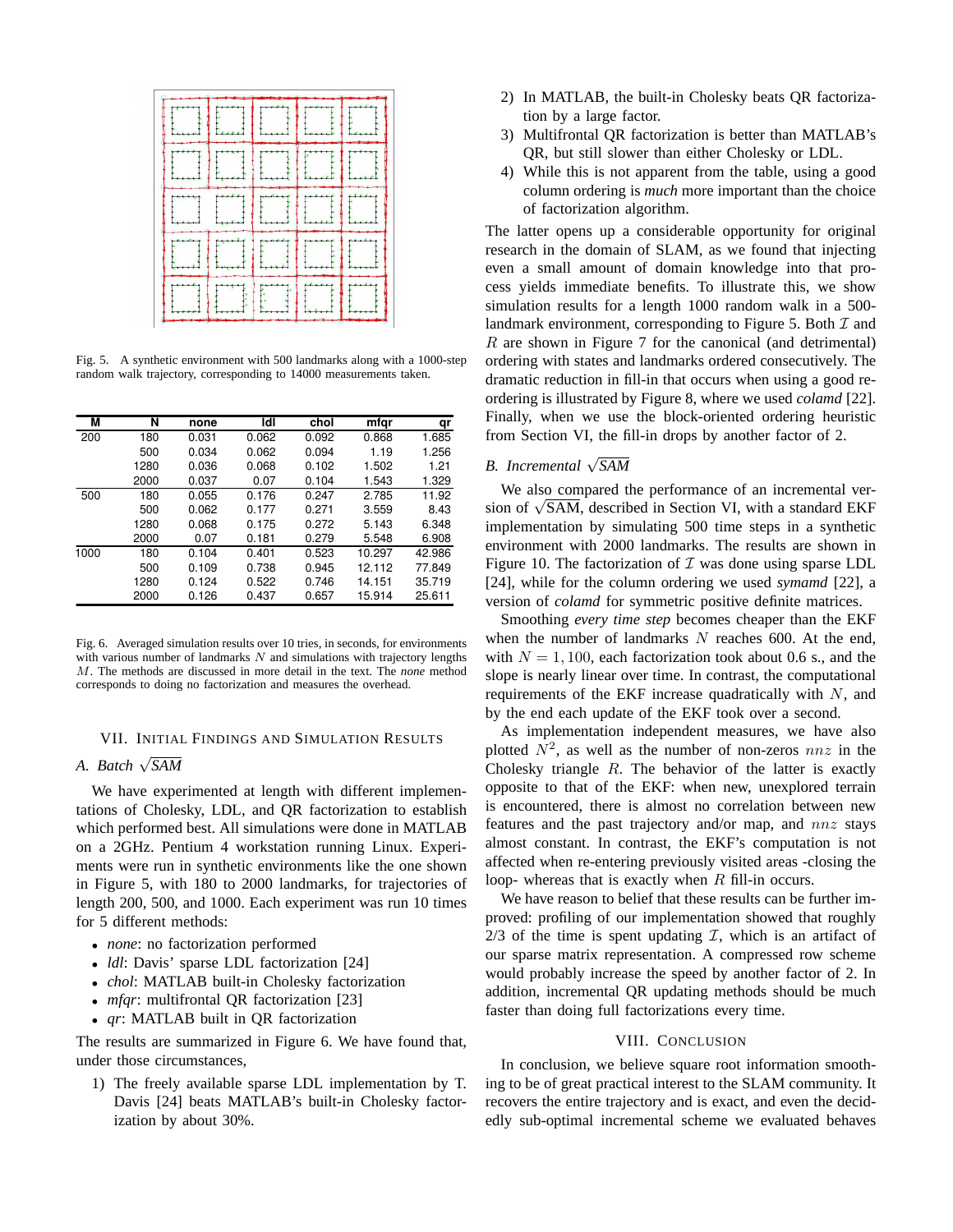Fig. 5. A synthetic environment with 500 landmarks along with a 1000-step random walk trajectory, corresponding to 14000 measurements taken.

| M | N | none | ldl | chol | mfqr | qr |
|---|---|---|---|---|---|---|
| 200 | 180 | 0.031 | 0.062 | 0.092 | 0.868 | 1.685 |
| | 500 | 0.034 | 0.062 | 0.094 | 1.19 | 1.256 |
| | 1280 | 0.036 | 0.068 | 0.102 | 1.502 | 1.21 |
| | 2000 | 0.037 | 0.07 | 0.104 | 1.543 | 1.329 |
| 500 | 180 | 0.055 | 0.176 | 0.247 | 2.785 | 11.92 |
| | 500 | 0.062 | 0.177 | 0.271 | 3.559 | 8.43 |
| | 1280 | 0.068 | 0.175 | 0.272 | 5.143 | 6.348 |
| | 2000 | 0.07 | 0.181 | 0.279 | 5.548 | 6.908 |
| 1000 | 180 | 0.104 | 0.401 | 0.523 | 10.297 | 42.986 |
| | 500 | 0.109 | 0.738 | 0.945 | 12.112 | 77.849 |
| | 1280 | 0.124 | 0.522 | 0.746 | 14.151 | 35.719 |
| | 2000 | 0.126 | 0.437 | 0.657 | 15.914 | 25.611 |

Fig. 6. Averaged simulation results over 10 tries, in seconds, for environments with various number of landmarks $N$ and simulations with trajectory lengths $M$. The methods are discussed in more detail in the text. The *none* method corresponds to doing no factorization and measures the overhead.

## VII. Initial Findings and Simulation Results

### A. Batch $\sqrt{SAM}$

We have experimented at length with different implementations of Cholesky, LDL, and QR factorization to establish which performed best. All simulations were done in MATLAB on a 2GHz. Pentium 4 workstation running Linux. Experiments were run in synthetic environments like the one shown in Figure 5, with 180 to 2000 landmarks, for trajectories of length 200, 500, and 1000. Each experiment was run 10 times for 5 different methods:

- *none*: no factorization performed
- *ldl*: Davis' sparse LDL factorization [24]
- *chol*: MATLAB built-in Cholesky factorization
- *mfqr*: multifrontal QR factorization [23]
- *qr*: MATLAB built in QR factorization

The results are summarized in Figure 6. We have found that, under those circumstances,

1) The freely available sparse LDL implementation by T. Davis [24] beats MATLAB's built-in Cholesky factorization by about 30%.
2) In MATLAB, the built-in Cholesky beats QR factorization by a large factor.
3) Multifrontal QR factorization is better than MATLAB's QR, but still slower than either Cholesky or LDL.
4) While this is not apparent from the table, using a good column ordering is *much* more important than the choice of factorization algorithm.

The latter opens up a considerable opportunity for original research in the domain of SLAM, as we found that injecting even a small amount of domain knowledge into that process yields immediate benefits. To illustrate this, we show simulation results for a length 1000 random walk in a 500-landmark environment, corresponding to Figure 5. Both $\mathcal{I}$ and $R$ are shown in Figure 7 for the canonical (and detrimental) ordering with states and landmarks ordered consecutively. The dramatic reduction in fill-in that occurs when using a good re-ordering is illustrated by Figure 8, where we used *colamd* [22]. Finally, when we use the block-oriented ordering heuristic from Section VI, the fill-in drops by another factor of 2.

### B. Incremental $\sqrt{SAM}$

We also compared the performance of an incremental version of $\sqrt{\text{SAM}}$, described in Section VI, with a standard EKF implementation by simulating 500 time steps in a synthetic environment with 2000 landmarks. The results are shown in Figure 10. The factorization of $\mathcal{I}$ was done using sparse LDL [24], while for the column ordering we used *symamd* [22], a version of *colamd* for symmetric positive definite matrices.

Smoothing *every time step* becomes cheaper than the EKF when the number of landmarks $N$ reaches 600. At the end, with $N = 1,100$, each factorization took about 0.6 s., and the slope is nearly linear over time. In contrast, the computational requirements of the EKF increase quadratically with $N$, and by the end each update of the EKF took over a second.

As implementation independent measures, we have also plotted $N^2$, as well as the number of non-zeros $nnz$ in the Cholesky triangle $R$. The behavior of the latter is exactly opposite to that of the EKF: when new, unexplored terrain is encountered, there is almost no correlation between new features and the past trajectory and/or map, and $nnz$ stays almost constant. In contrast, the EKF's computation is not affected when re-entering previously visited areas -closing the loop- whereas that is exactly when $R$ fill-in occurs.

We have reason to belief that these results can be further improved: profiling of our implementation showed that roughly 2/3 of the time is spent updating $\mathcal{I}$, which is an artifact of our sparse matrix representation. A compressed row scheme would probably increase the speed by another factor of 2. In addition, incremental QR updating methods should be much faster than doing full factorizations every time.

## VIII. Conclusion

In conclusion, we believe square root information smoothing to be of great practical interest to the SLAM community. It recovers the entire trajectory and is exact, and even the decidedly sub-optimal incremental scheme we evaluated behaves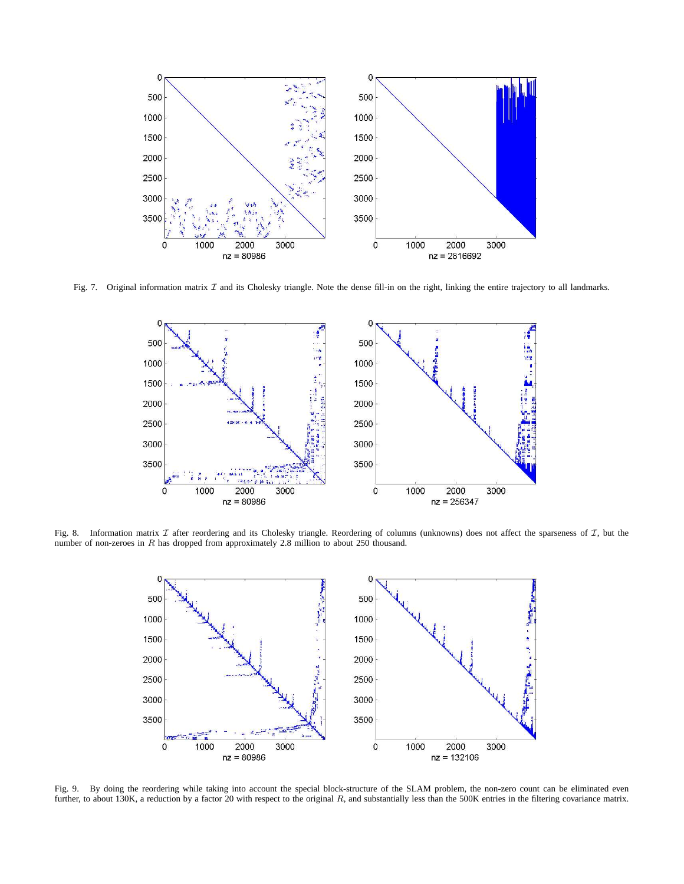Fig. 7. Original information matrix $\mathcal{I}$ and its Cholesky triangle. Note the dense fill-in on the right, linking the entire trajectory to all landmarks.

Fig. 8. Information matrix $\mathcal{I}$ after reordering and its Cholesky triangle. Reordering of columns (unknowns) does not affect the sparseness of $\mathcal{I}$, but the number of non-zeroes in $R$ has dropped from approximately 2.8 million to about 250 thousand.

Fig. 9. By doing the reordering while taking into account the special block-structure of the SLAM problem, the non-zero count can be eliminated even further, to about 130K, a reduction by a factor 20 with respect to the original $R$, and substantially less than the 500K entries in the filtering covariance matrix.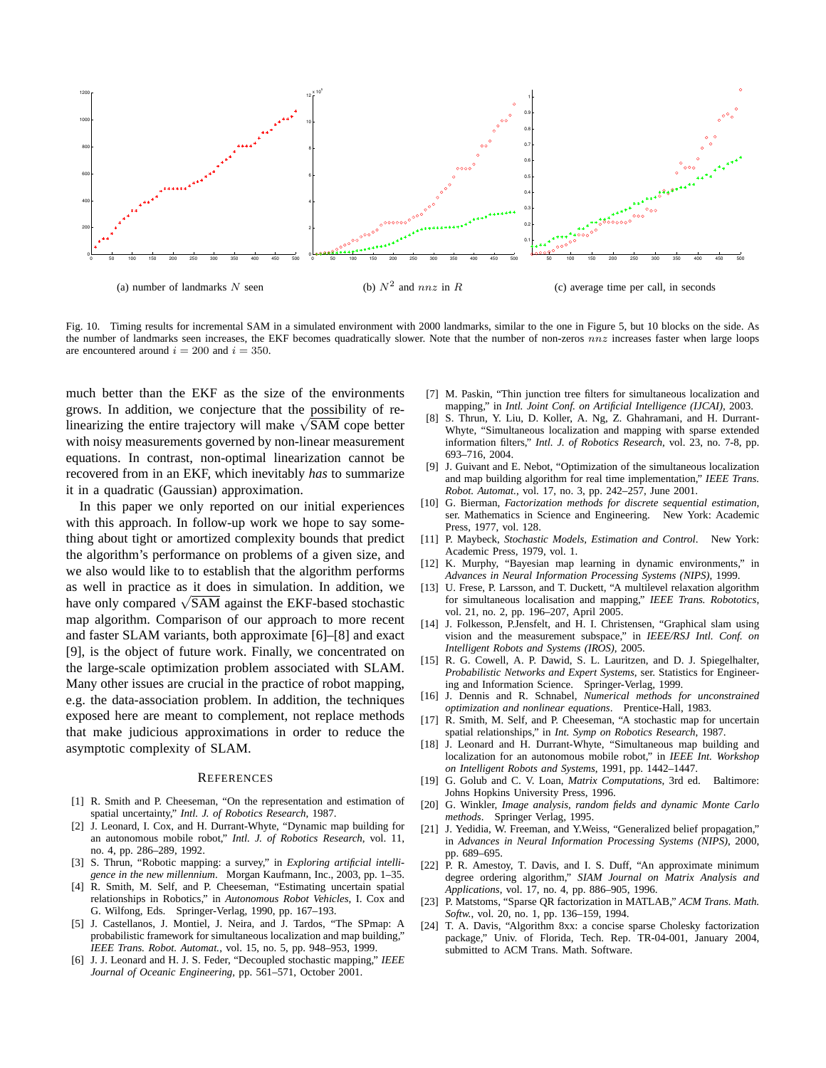1200
1000
800
600
400
200
0
0 50 100 150 200 250 300 350 400 450 500

(a) number of landmarks $N$ seen

12 × 10^5
10
8
6
4
2
0
0 50 100 150 200 250 300 350 400 450 500

(b) $N^2$ and $nnz$ in $R$

1
0.9
0.8
0.7
0.6
0.5
0.4
0.3
0.2
0.1
50 100 150 200 250 300 350 400 450 500

(c) average time per call, in seconds

Fig. 10. Timing results for incremental SAM in a simulated environment with 2000 landmarks, similar to the one in Figure 5, but 10 blocks on the side. As the number of landmarks seen increases, the EKF becomes quadratically slower. Note that the number of non-zeros $nnz$ increases faster when large loops are encountered around $i = 200$ and $i = 350$.

much better than the EKF as the size of the environments grows. In addition, we conjecture that the possibility of re-linearizing the entire trajectory will make $\sqrt{\text{SAM}}$ cope better with noisy measurements governed by non-linear measurement equations. In contrast, non-optimal linearization cannot be recovered from in an EKF, which inevitably *has* to summarize it in a quadratic (Gaussian) approximation.

In this paper we only reported on our initial experiences with this approach. In follow-up work we hope to say something about tight or amortized complexity bounds that predict the algorithm's performance on problems of a given size, and we also would like to to establish that the algorithm performs as well in practice as it does in simulation. In addition, we have only compared $\sqrt{\text{SAM}}$ against the EKF-based stochastic map algorithm. Comparison of our approach to more recent and faster SLAM variants, both approximate [6]–[8] and exact [9], is the object of future work. Finally, we concentrated on the large-scale optimization problem associated with SLAM. Many other issues are crucial in the practice of robot mapping, e.g. the data-association problem. In addition, the techniques exposed here are meant to complement, not replace methods that make judicious approximations in order to reduce the asymptotic complexity of SLAM.

## References

[1] R. Smith and P. Cheeseman, "On the representation and estimation of spatial uncertainty," *Intl. J. of Robotics Research*, 1987.

[2] J. Leonard, I. Cox, and H. Durrant-Whyte, "Dynamic map building for an autonomous mobile robot," *Intl. J. of Robotics Research*, vol. 11, no. 4, pp. 286–289, 1992.

[3] S. Thrun, "Robotic mapping: a survey," in *Exploring artificial intelligence in the new millennium*. Morgan Kaufmann, Inc., 2003, pp. 1–35.

[4] R. Smith, M. Self, and P. Cheeseman, "Estimating uncertain spatial relationships in Robotics," in *Autonomous Robot Vehicles*, I. Cox and G. Wilfong, Eds. Springer-Verlag, 1990, pp. 167–193.

[5] J. Castellanos, J. Montiel, J. Neira, and J. Tardos, "The SPmap: A probabilistic framework for simultaneous localization and map building," *IEEE Trans. Robot. Automat.*, vol. 15, no. 5, pp. 948–953, 1999.

[6] J. J. Leonard and H. J. S. Feder, "Decoupled stochastic mapping," *IEEE Journal of Oceanic Engineering*, pp. 561–571, October 2001.

[7] M. Paskin, "Thin junction tree filters for simultaneous localization and mapping," in *Intl. Joint Conf. on Artificial Intelligence (IJCAI)*, 2003.

[8] S. Thrun, Y. Liu, D. Koller, A. Ng, Z. Ghahramani, and H. Durrant-Whyte, "Simultaneous localization and mapping with sparse extended information filters," *Intl. J. of Robotics Research*, vol. 23, no. 7-8, pp. 693–716, 2004.

[9] J. Guivant and E. Nebot, "Optimization of the simultaneous localization and map building algorithm for real time implementation," *IEEE Trans. Robot. Automat.*, vol. 17, no. 3, pp. 242–257, June 2001.

[10] G. Bierman, *Factorization methods for discrete sequential estimation*, ser. Mathematics in Science and Engineering. New York: Academic Press, 1977, vol. 128.

[11] P. Maybeck, *Stochastic Models, Estimation and Control*. New York: Academic Press, 1979, vol. 1.

[12] K. Murphy, "Bayesian map learning in dynamic environments," in *Advances in Neural Information Processing Systems (NIPS)*, 1999.

[13] U. Frese, P. Larsson, and T. Duckett, "A multilevel relaxation algorithm for simultaneous localisation and mapping," *IEEE Trans. Robototics*, vol. 21, no. 2, pp. 196–207, April 2005.

[14] J. Folkesson, P. Jensfelt, and H. I. Christensen, "Graphical slam using vision and the measurement subspace," in *IEEE/RSJ Intl. Conf. on Intelligent Robots and Systems (IROS)*, 2005.

[15] R. G. Cowell, A. P. Dawid, S. L. Lauritzen, and D. J. Spiegelhalter, *Probabilistic Networks and Expert Systems*, ser. Statistics for Engineering and Information Science. Springer-Verlag, 1999.

[16] J. Dennis and R. Schnabel, *Numerical methods for unconstrained optimization and nonlinear equations*. Prentice-Hall, 1983.

[17] R. Smith, M. Self, and P. Cheeseman, "A stochastic map for uncertain spatial relationships," in *Int. Symp on Robotics Research*, 1987.

[18] J. Leonard and H. Durrant-Whyte, "Simultaneous map building and localization for an autonomous mobile robot," in *IEEE Int. Workshop on Intelligent Robots and Systems*, 1991, pp. 1442–1447.

[19] G. Golub and C. V. Loan, *Matrix Computations*, 3rd ed. Baltimore: Johns Hopkins University Press, 1996.

[20] G. Winkler, *Image analysis, random fields and dynamic Monte Carlo methods*. Springer Verlag, 1995.

[21] J. Yedidia, W. Freeman, and Y.Weiss, "Generalized belief propagation," in *Advances in Neural Information Processing Systems (NIPS)*, 2000, pp. 689–695.

[22] P. R. Amestoy, T. Davis, and I. S. Duff, "An approximate minimum degree ordering algorithm," *SIAM Journal on Matrix Analysis and Applications*, vol. 17, no. 4, pp. 886–905, 1996.

[23] P. Matstoms, "Sparse QR factorization in MATLAB," *ACM Trans. Math. Softw.*, vol. 20, no. 1, pp. 136–159, 1994.

[24] T. A. Davis, "Algorithm 8xx: a concise sparse Cholesky factorization package," Univ. of Florida, Tech. Rep. TR-04-001, January 2004, submitted to ACM Trans. Math. Software.